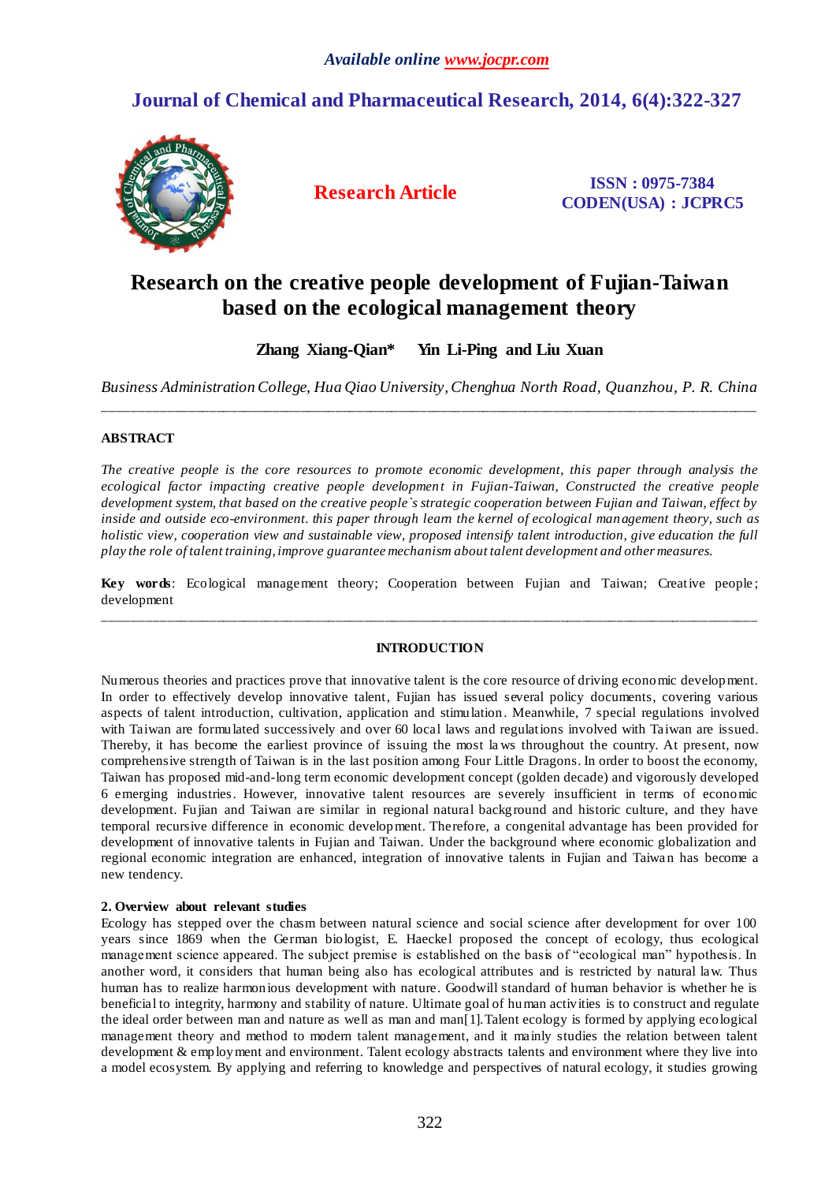*Available online www.jocpr.com*

## Journal of Chemical and Pharmaceutical Research, 2014, 6(4):322-327

**Research Article**

**ISSN : 0975-7384**
**CODEN(USA) : JCPRC5**

# Research on the creative people development of Fujian-Taiwan based on the ecological management theory

**Zhang Xiang-Qian\* Yin Li-Ping and Liu Xuan**

*Business Administration College, Hua Qiao University, Chenghua North Road, Quanzhou, P. R. China*

---

**ABSTRACT**

*The creative people is the core resources to promote economic development, this paper through analysis the ecological factor impacting creative people development in Fujian-Taiwan, Constructed the creative people development system, that based on the creative people`s strategic cooperation between Fujian and Taiwan, effect by inside and outside eco-environment. this paper through learn the kernel of ecological management theory, such as holistic view, cooperation view and sustainable view, proposed intensify talent introduction, give education the full play the role of talent training, improve guarantee mechanism about talent development and other measures.*

**Key words**: Ecological management theory; Cooperation between Fujian and Taiwan; Creative people; development

---

## INTRODUCTION

Numerous theories and practices prove that innovative talent is the core resource of driving economic development. In order to effectively develop innovative talent, Fujian has issued several policy documents, covering various aspects of talent introduction, cultivation, application and stimulation. Meanwhile, 7 special regulations involved with Taiwan are formulated successively and over 60 local laws and regulations involved with Taiwan are issued. Thereby, it has become the earliest province of issuing the most laws throughout the country. At present, now comprehensive strength of Taiwan is in the last position among Four Little Dragons. In order to boost the economy, Taiwan has proposed mid-and-long term economic development concept (golden decade) and vigorously developed 6 emerging industries. However, innovative talent resources are severely insufficient in terms of economic development. Fujian and Taiwan are similar in regional natural background and historic culture, and they have temporal recursive difference in economic development. Therefore, a congenital advantage has been provided for development of innovative talents in Fujian and Taiwan. Under the background where economic globalization and regional economic integration are enhanced, integration of innovative talents in Fujian and Taiwan has become a new tendency.

### 2. Overview about relevant studies

Ecology has stepped over the chasm between natural science and social science after development for over 100 years since 1869 when the German biologist, E. Haeckel proposed the concept of ecology, thus ecological management science appeared. The subject premise is established on the basis of "ecological man" hypothesis. In another word, it considers that human being also has ecological attributes and is restricted by natural law. Thus human has to realize harmonious development with nature. Goodwill standard of human behavior is whether he is beneficial to integrity, harmony and stability of nature. Ultimate goal of human activities is to construct and regulate the ideal order between man and nature as well as man and man[1].Talent ecology is formed by applying ecological management theory and method to modern talent management, and it mainly studies the relation between talent development & employment and environment. Talent ecology abstracts talents and environment where they live into a model ecosystem. By applying and referring to knowledge and perspectives of natural ecology, it studies growing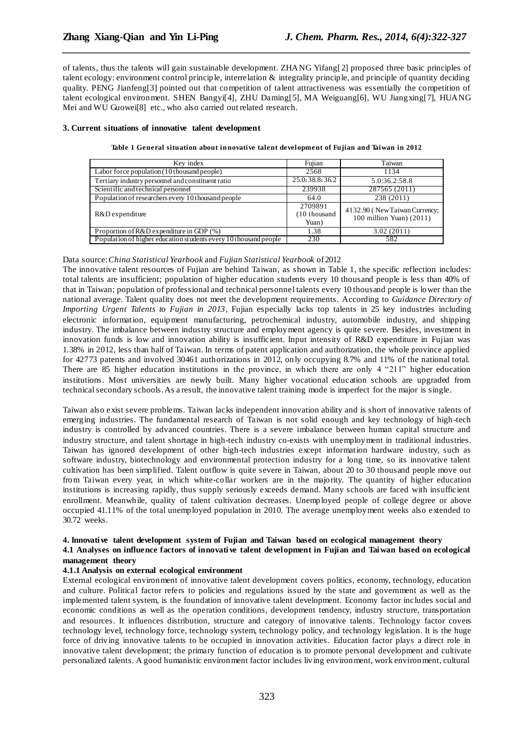of talents, thus the talents will gain sustainable development. ZHANG Yifang[2] proposed three basic principles of talent ecology: environment control principle, interrelation & integrality principle, and principle of quantity deciding quality. PENG Jianfeng[3] pointed out that competition of talent attractiveness was essentially the competition of talent ecological environment. SHEN Bangyi[4], ZHU Daming[5], MA Weiguang[6], WU Jiangxing[7], HUANG Mei and WU Guowei[8] etc., who also carried out related research.

### 3. Current situations of innovative talent development

**Table 1 General situation about innovative talent development of Fujian and Taiwan in 2012**

| Key index | Fujian | Taiwan |
|---|---|---|
| Labor force population (10 thousand people) | 2568 | 1134 |
| Tertiary industry personnel and constituent ratio | 25.0:38.8:36.2 | 5.0:36.2:58.8 |
| Scientific and technical personnel | 239938 | 287565 (2011) |
| Population of researchers every 10 thousand people | 64.0 | 238 (2011) |
| R&D expenditure | 2709891 (10 thousand Yuan) | 4132.90 ( New Taiwan Currency; 100 million Yuan) (2011) |
| Proportion of R&D expenditure in GDP (%) | 1.38 | 3.02 (2011) |
| Population of higher education students every 10 thousand people | 230 | 582 |

Data source: *China Statistical Yearbook* and *Fujian Statistical Yearbook* of 2012

The innovative talent resources of Fujian are behind Taiwan, as shown in Table 1, the specific reflection includes: total talents are insufficient; population of higher education students every 10 thousand people is less than 40% of that in Taiwan; population of professional and technical personnel talents every 10 thousand people is lower than the national average. Talent quality does not meet the development requirements. According to *Guidance Directory of Importing Urgent Talents to Fujian in 2013*, Fujian especially lacks top talents in 25 key industries including electronic information, equipment manufacturing, petrochemical industry, automobile industry, and shipping industry. The imbalance between industry structure and employment agency is quite severe. Besides, investment in innovation funds is low and innovation ability is insufficient. Input intensity of R&D expenditure in Fujian was 1.38% in 2012, less than half of Taiwan. In terms of patent application and authorization, the whole province applied for 42773 patents and involved 30461 authorizations in 2012, only occupying 8.7% and 11% of the national total. There are 85 higher education institutions in the province, in which there are only 4 "211" higher education institutions. Most universities are newly built. Many higher vocational education schools are upgraded from technical secondary schools. As a result, the innovative talent training mode is imperfect for the major is single.

Taiwan also exist severe problems. Taiwan lacks independent innovation ability and is short of innovative talents of emerging industries. The fundamental research of Taiwan is not solid enough and key technology of high-tech industry is controlled by advanced countries. There is a severe imbalance between human capital structure and industry structure, and talent shortage in high-tech industry co-exists with unemployment in traditional industries. Taiwan has ignored development of other high-tech industries except information hardware industry, such as software industry, biotechnology and environmental protection industry for a long time, so its innovative talent cultivation has been simplified. Talent outflow is quite severe in Taiwan, about 20 to 30 thousand people move out from Taiwan every year, in which white-collar workers are in the majority. The quantity of higher education institutions is increasing rapidly, thus supply seriously exceeds demand. Many schools are faced with insufficient enrollment. Meanwhile, quality of talent cultivation decreases. Unemployed people of college degree or above occupied 41.11% of the total unemployed population in 2010. The average unemployment weeks also extended to 30.72 weeks.

### 4. Innovative talent development system of Fujian and Taiwan based on ecological management theory

#### 4.1 Analyses on influence factors of innovative talent development in Fujian and Taiwan based on ecological management theory

##### 4.1.1 Analysis on external ecological environment

External ecological environment of innovative talent development covers politics, economy, technology, education and culture. Political factor refers to policies and regulations issued by the state and government as well as the implemented talent system, is the foundation of innovative talent development. Economy factor includes social and economic conditions as well as the operation conditions, development tendency, industry structure, transportation and resources. It influences distribution, structure and category of innovative talents. Technology factor covers technology level, technology force, technology system, technology policy, and technology legislation. It is the huge force of driving innovative talents to be occupied in innovation activities. Education factor plays a direct role in innovative talent development; the primary function of education is to promote personal development and cultivate personalized talents. A good humanistic environment factor includes living environment, work environment, cultural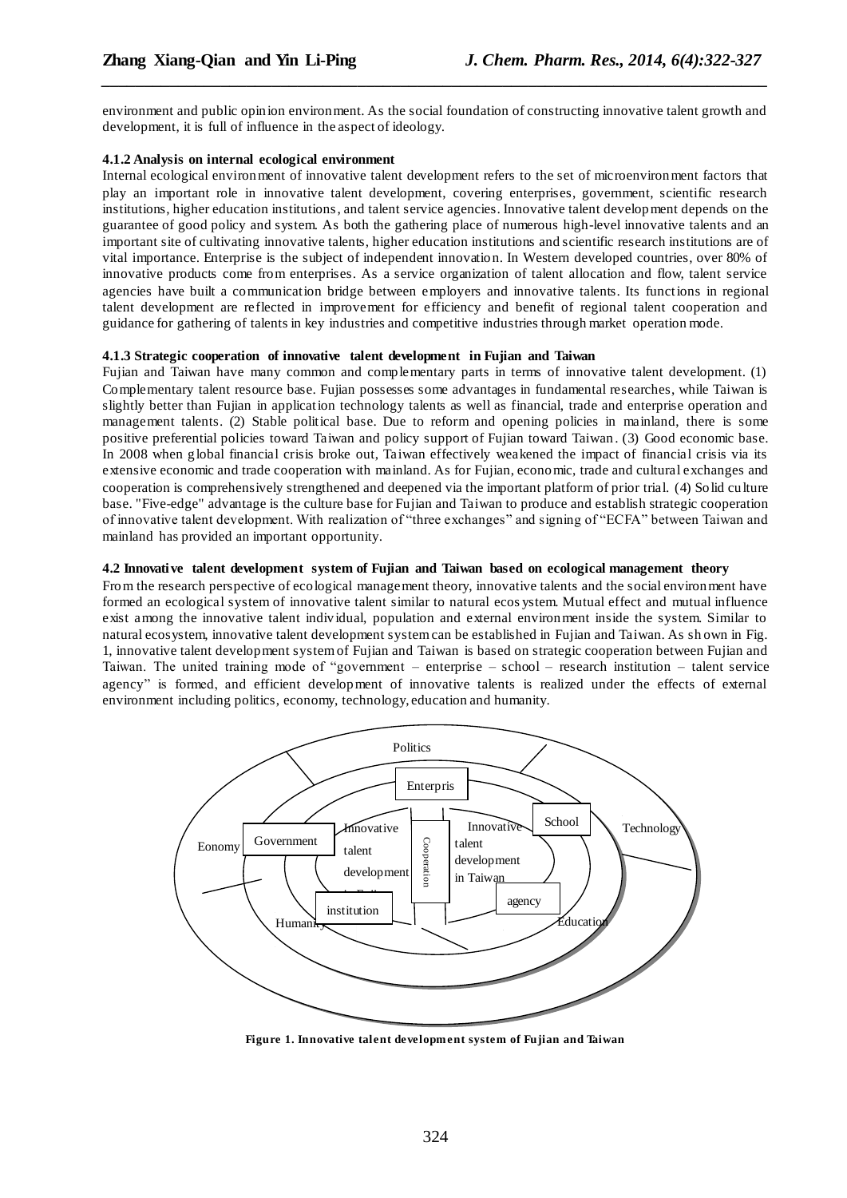environment and public opinion environment. As the social foundation of constructing innovative talent growth and development, it is full of influence in the aspect of ideology.

#### 4.1.2 Analysis on internal ecological environment

Internal ecological environment of innovative talent development refers to the set of microenvironment factors that play an important role in innovative talent development, covering enterprises, government, scientific research institutions, higher education institutions, and talent service agencies. Innovative talent development depends on the guarantee of good policy and system. As both the gathering place of numerous high-level innovative talents and an important site of cultivating innovative talents, higher education institutions and scientific research institutions are of vital importance. Enterprise is the subject of independent innovation. In Western developed countries, over 80% of innovative products come from enterprises. As a service organization of talent allocation and flow, talent service agencies have built a communication bridge between employers and innovative talents. Its functions in regional talent development are reflected in improvement for efficiency and benefit of regional talent cooperation and guidance for gathering of talents in key industries and competitive industries through market operation mode.

#### 4.1.3 Strategic cooperation of innovative talent development in Fujian and Taiwan

Fujian and Taiwan have many common and complementary parts in terms of innovative talent development. (1) Complementary talent resource base. Fujian possesses some advantages in fundamental researches, while Taiwan is slightly better than Fujian in application technology talents as well as financial, trade and enterprise operation and management talents. (2) Stable political base. Due to reform and opening policies in mainland, there is some positive preferential policies toward Taiwan and policy support of Fujian toward Taiwan. (3) Good economic base. In 2008 when global financial crisis broke out, Taiwan effectively weakened the impact of financial crisis via its extensive economic and trade cooperation with mainland. As for Fujian, economic, trade and cultural exchanges and cooperation is comprehensively strengthened and deepened via the important platform of prior trial. (4) Solid culture base. "Five-edge" advantage is the culture base for Fujian and Taiwan to produce and establish strategic cooperation of innovative talent development. With realization of "three exchanges" and signing of "ECFA" between Taiwan and mainland has provided an important opportunity.

### 4.2 Innovative talent development system of Fujian and Taiwan based on ecological management theory

From the research perspective of ecological management theory, innovative talents and the social environment have formed an ecological system of innovative talent similar to natural ecosystem. Mutual effect and mutual influence exist among the innovative talent individual, population and external environment inside the system. Similar to natural ecosystem, innovative talent development system can be established in Fujian and Taiwan. As shown in Fig. 1, innovative talent development system of Fujian and Taiwan is based on strategic cooperation between Fujian and Taiwan. The united training mode of "government – enterprise – school – research institution – talent service agency" is formed, and efficient development of innovative talents is realized under the effects of external environment including politics, economy, technology, education and humanity.

**Figure 1. Innovative talent development system of Fujian and Taiwan**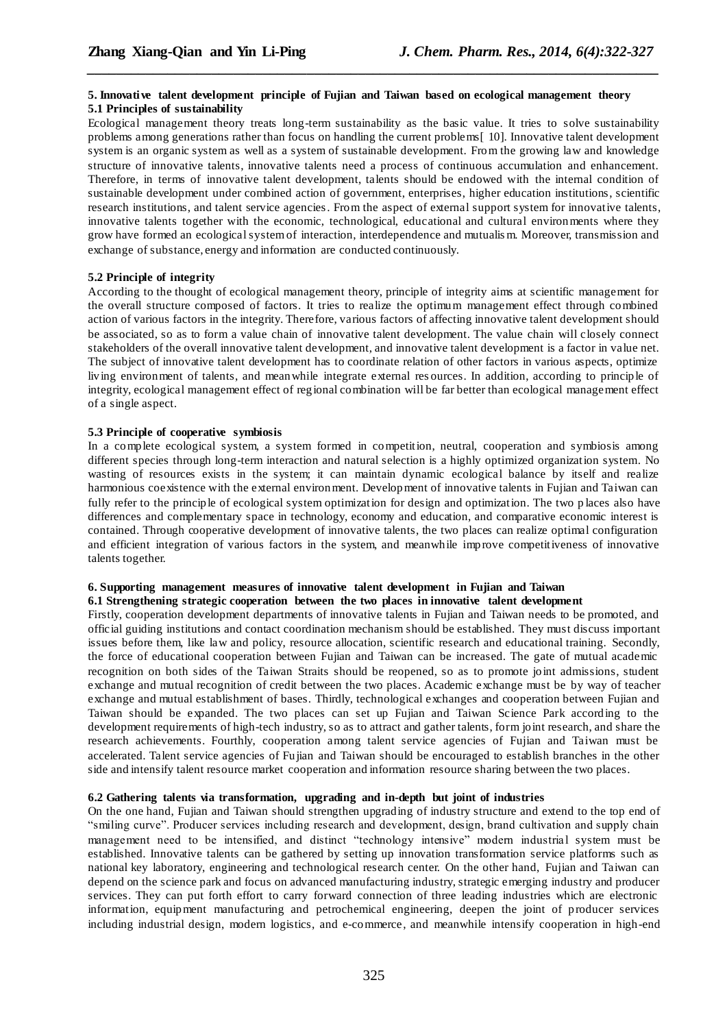**5. Innovative talent development principle of Fujian and Taiwan based on ecological management theory**

**5.1 Principles of sustainability**

Ecological management theory treats long-term sustainability as the basic value. It tries to solve sustainability problems among generations rather than focus on handling the current problems[ 10]. Innovative talent development system is an organic system as well as a system of sustainable development. From the growing law and knowledge structure of innovative talents, innovative talents need a process of continuous accumulation and enhancement. Therefore, in terms of innovative talent development, talents should be endowed with the internal condition of sustainable development under combined action of government, enterprises, higher education institutions, scientific research institutions, and talent service agencies. From the aspect of external support system for innovative talents, innovative talents together with the economic, technological, educational and cultural environments where they grow have formed an ecological system of interaction, interdependence and mutualism. Moreover, transmission and exchange of substance, energy and information are conducted continuously.

**5.2 Principle of integrity**

According to the thought of ecological management theory, principle of integrity aims at scientific management for the overall structure composed of factors. It tries to realize the optimum management effect through combined action of various factors in the integrity. Therefore, various factors of affecting innovative talent development should be associated, so as to form a value chain of innovative talent development. The value chain will closely connect stakeholders of the overall innovative talent development, and innovative talent development is a factor in value net. The subject of innovative talent development has to coordinate relation of other factors in various aspects, optimize living environment of talents, and meanwhile integrate external resources. In addition, according to principle of integrity, ecological management effect of regional combination will be far better than ecological management effect of a single aspect.

**5.3 Principle of cooperative symbiosis**

In a complete ecological system, a system formed in competition, neutral, cooperation and symbiosis among different species through long-term interaction and natural selection is a highly optimized organization system. No wasting of resources exists in the system; it can maintain dynamic ecological balance by itself and realize harmonious coexistence with the external environment. Development of innovative talents in Fujian and Taiwan can fully refer to the principle of ecological system optimization for design and optimization. The two places also have differences and complementary space in technology, economy and education, and comparative economic interest is contained. Through cooperative development of innovative talents, the two places can realize optimal configuration and efficient integration of various factors in the system, and meanwhile improve competitiveness of innovative talents together.

**6. Supporting management measures of innovative talent development in Fujian and Taiwan**

**6.1 Strengthening strategic cooperation between the two places in innovative talent development**

Firstly, cooperation development departments of innovative talents in Fujian and Taiwan needs to be promoted, and official guiding institutions and contact coordination mechanism should be established. They must discuss important issues before them, like law and policy, resource allocation, scientific research and educational training. Secondly, the force of educational cooperation between Fujian and Taiwan can be increased. The gate of mutual academic recognition on both sides of the Taiwan Straits should be reopened, so as to promote joint admissions, student exchange and mutual recognition of credit between the two places. Academic exchange must be by way of teacher exchange and mutual establishment of bases. Thirdly, technological exchanges and cooperation between Fujian and Taiwan should be expanded. The two places can set up Fujian and Taiwan Science Park according to the development requirements of high-tech industry, so as to attract and gather talents, form joint research, and share the research achievements. Fourthly, cooperation among talent service agencies of Fujian and Taiwan must be accelerated. Talent service agencies of Fujian and Taiwan should be encouraged to establish branches in the other side and intensify talent resource market cooperation and information resource sharing between the two places.

**6.2 Gathering talents via transformation, upgrading and in-depth but joint of industries**

On the one hand, Fujian and Taiwan should strengthen upgrading of industry structure and extend to the top end of "smiling curve". Producer services including research and development, design, brand cultivation and supply chain management need to be intensified, and distinct "technology intensive" modern industrial system must be established. Innovative talents can be gathered by setting up innovation transformation service platforms such as national key laboratory, engineering and technological research center. On the other hand, Fujian and Taiwan can depend on the science park and focus on advanced manufacturing industry, strategic emerging industry and producer services. They can put forth effort to carry forward connection of three leading industries which are electronic information, equipment manufacturing and petrochemical engineering, deepen the joint of producer services including industrial design, modern logistics, and e-commerce, and meanwhile intensify cooperation in high-end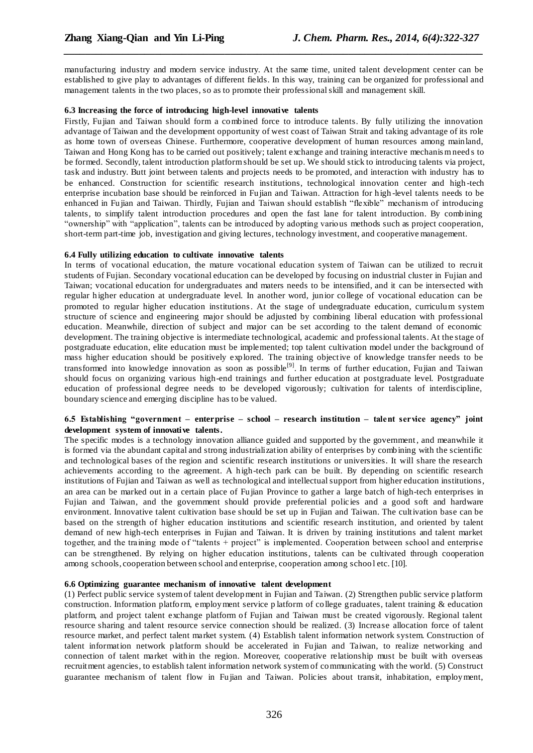manufacturing industry and modern service industry. At the same time, united talent development center can be established to give play to advantages of different fields. In this way, training can be organized for professional and management talents in the two places, so as to promote their professional skill and management skill.

### 6.3 Increasing the force of introducing high-level innovative talents

Firstly, Fujian and Taiwan should form a combined force to introduce talents. By fully utilizing the innovation advantage of Taiwan and the development opportunity of west coast of Taiwan Strait and taking advantage of its role as home town of overseas Chinese. Furthermore, cooperative development of human resources among mainland, Taiwan and Hong Kong has to be carried out positively; talent exchange and training interactive mechanism needs to be formed. Secondly, talent introduction platform should be set up. We should stick to introducing talents via project, task and industry. Butt joint between talents and projects needs to be promoted, and interaction with industry has to be enhanced. Construction for scientific research institutions, technological innovation center and high-tech enterprise incubation base should be reinforced in Fujian and Taiwan. Attraction for high-level talents needs to be enhanced in Fujian and Taiwan. Thirdly, Fujian and Taiwan should establish "flexible" mechanism of introducing talents, to simplify talent introduction procedures and open the fast lane for talent introduction. By combining "ownership" with "application", talents can be introduced by adopting various methods such as project cooperation, short-term part-time job, investigation and giving lectures, technology investment, and cooperative management.

### 6.4 Fully utilizing education to cultivate innovative talents

In terms of vocational education, the mature vocational education system of Taiwan can be utilized to recruit students of Fujian. Secondary vocational education can be developed by focusing on industrial cluster in Fujian and Taiwan; vocational education for undergraduates and maters needs to be intensified, and it can be intersected with regular higher education at undergraduate level. In another word, junior college of vocational education can be promoted to regular higher education institutions. At the stage of undergraduate education, curriculum system structure of science and engineering major should be adjusted by combining liberal education with professional education. Meanwhile, direction of subject and major can be set according to the talent demand of economic development. The training objective is intermediate technological, academic and professional talents. At the stage of postgraduate education, elite education must be implemented; top talent cultivation model under the background of mass higher education should be positively explored. The training objective of knowledge transfer needs to be transformed into knowledge innovation as soon as possible[9]. In terms of further education, Fujian and Taiwan should focus on organizing various high-end trainings and further education at postgraduate level. Postgraduate education of professional degree needs to be developed vigorously; cultivation for talents of interdiscipline, boundary science and emerging discipline has to be valued.

### 6.5 Establishing "government – enterprise – school – research institution – talent service agency" joint development system of innovative talents.

The specific modes is a technology innovation alliance guided and supported by the government, and meanwhile it is formed via the abundant capital and strong industrialization ability of enterprises by combining with the scientific and technological bases of the region and scientific research institutions or universities. It will share the research achievements according to the agreement. A high-tech park can be built. By depending on scientific research institutions of Fujian and Taiwan as well as technological and intellectual support from higher education institutions, an area can be marked out in a certain place of Fujian Province to gather a large batch of high-tech enterprises in Fujian and Taiwan, and the government should provide preferential policies and a good soft and hardware environment. Innovative talent cultivation base should be set up in Fujian and Taiwan. The cultivation base can be based on the strength of higher education institutions and scientific research institution, and oriented by talent demand of new high-tech enterprises in Fujian and Taiwan. It is driven by training institutions and talent market together, and the training mode of "talents + project" is implemented. Cooperation between school and enterprise can be strengthened. By relying on higher education institutions, talents can be cultivated through cooperation among schools, cooperation between school and enterprise, cooperation among school etc. [10].

### 6.6 Optimizing guarantee mechanism of innovative talent development

(1) Perfect public service system of talent development in Fujian and Taiwan. (2) Strengthen public service platform construction. Information platform, employment service platform of college graduates, talent training & education platform, and project talent exchange platform of Fujian and Taiwan must be created vigorously. Regional talent resource sharing and talent resource service connection should be realized. (3) Increase allocation force of talent resource market, and perfect talent market system. (4) Establish talent information network system. Construction of talent information network platform should be accelerated in Fujian and Taiwan, to realize networking and connection of talent market within the region. Moreover, cooperative relationship must be built with overseas recruitment agencies, to establish talent information network system of communicating with the world. (5) Construct guarantee mechanism of talent flow in Fujian and Taiwan. Policies about transit, inhabitation, employment,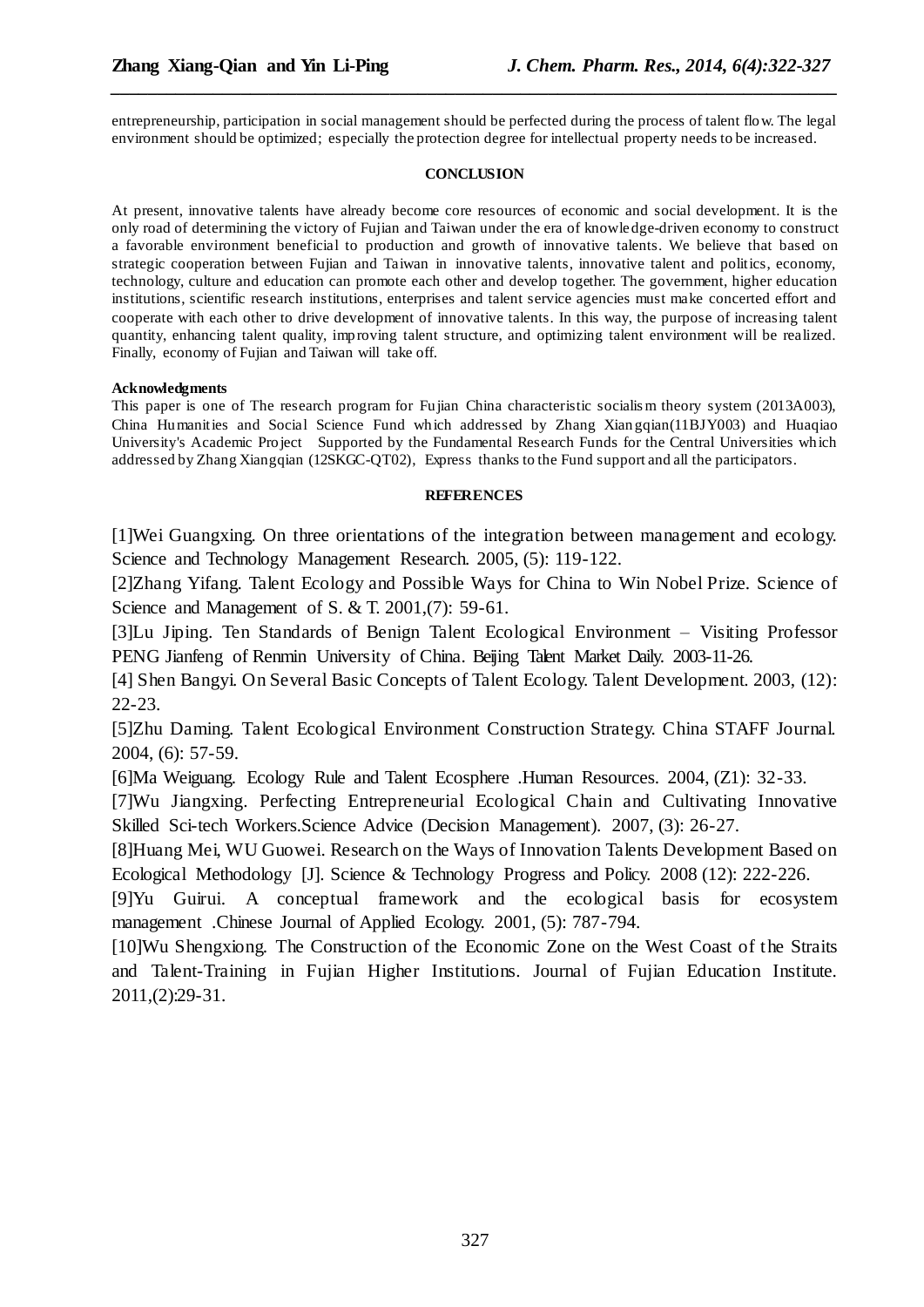entrepreneurship, participation in social management should be perfected during the process of talent flow. The legal environment should be optimized; especially the protection degree for intellectual property needs to be increased.

## CONCLUSION

At present, innovative talents have already become core resources of economic and social development. It is the only road of determining the victory of Fujian and Taiwan under the era of knowledge-driven economy to construct a favorable environment beneficial to production and growth of innovative talents. We believe that based on strategic cooperation between Fujian and Taiwan in innovative talents, innovative talent and politics, economy, technology, culture and education can promote each other and develop together. The government, higher education institutions, scientific research institutions, enterprises and talent service agencies must make concerted effort and cooperate with each other to drive development of innovative talents. In this way, the purpose of increasing talent quantity, enhancing talent quality, improving talent structure, and optimizing talent environment will be realized. Finally, economy of Fujian and Taiwan will take off.

**Acknowledgments**

This paper is one of The research program for Fujian China characteristic socialism theory system (2013A003), China Humanities and Social Science Fund which addressed by Zhang Xiangqian(11BJY003) and Huaqiao University's Academic Project Supported by the Fundamental Research Funds for the Central Universities which addressed by Zhang Xiangqian (12SKGC-QT02), Express thanks to the Fund support and all the participators.

## REFERENCES

[1]Wei Guangxing. On three orientations of the integration between management and ecology. Science and Technology Management Research. 2005, (5): 119-122.

[2]Zhang Yifang. Talent Ecology and Possible Ways for China to Win Nobel Prize. Science of Science and Management of S. & T. 2001,(7): 59-61.

[3]Lu Jiping. Ten Standards of Benign Talent Ecological Environment – Visiting Professor PENG Jianfeng of Renmin University of China. Beijing Talent Market Daily. 2003-11-26.

[4] Shen Bangyi. On Several Basic Concepts of Talent Ecology. Talent Development. 2003, (12): 22-23.

[5]Zhu Daming. Talent Ecological Environment Construction Strategy. China STAFF Journal. 2004, (6): 57-59.

[6]Ma Weiguang. Ecology Rule and Talent Ecosphere .Human Resources. 2004, (Z1): 32-33.

[7]Wu Jiangxing. Perfecting Entrepreneurial Ecological Chain and Cultivating Innovative Skilled Sci-tech Workers.Science Advice (Decision Management). 2007, (3): 26-27.

[8]Huang Mei, WU Guowei. Research on the Ways of Innovation Talents Development Based on Ecological Methodology [J]. Science & Technology Progress and Policy. 2008 (12): 222-226.

[9]Yu Guirui. A conceptual framework and the ecological basis for ecosystem management .Chinese Journal of Applied Ecology. 2001, (5): 787-794.

[10]Wu Shengxiong. The Construction of the Economic Zone on the West Coast of the Straits and Talent-Training in Fujian Higher Institutions. Journal of Fujian Education Institute. 2011,(2):29-31.